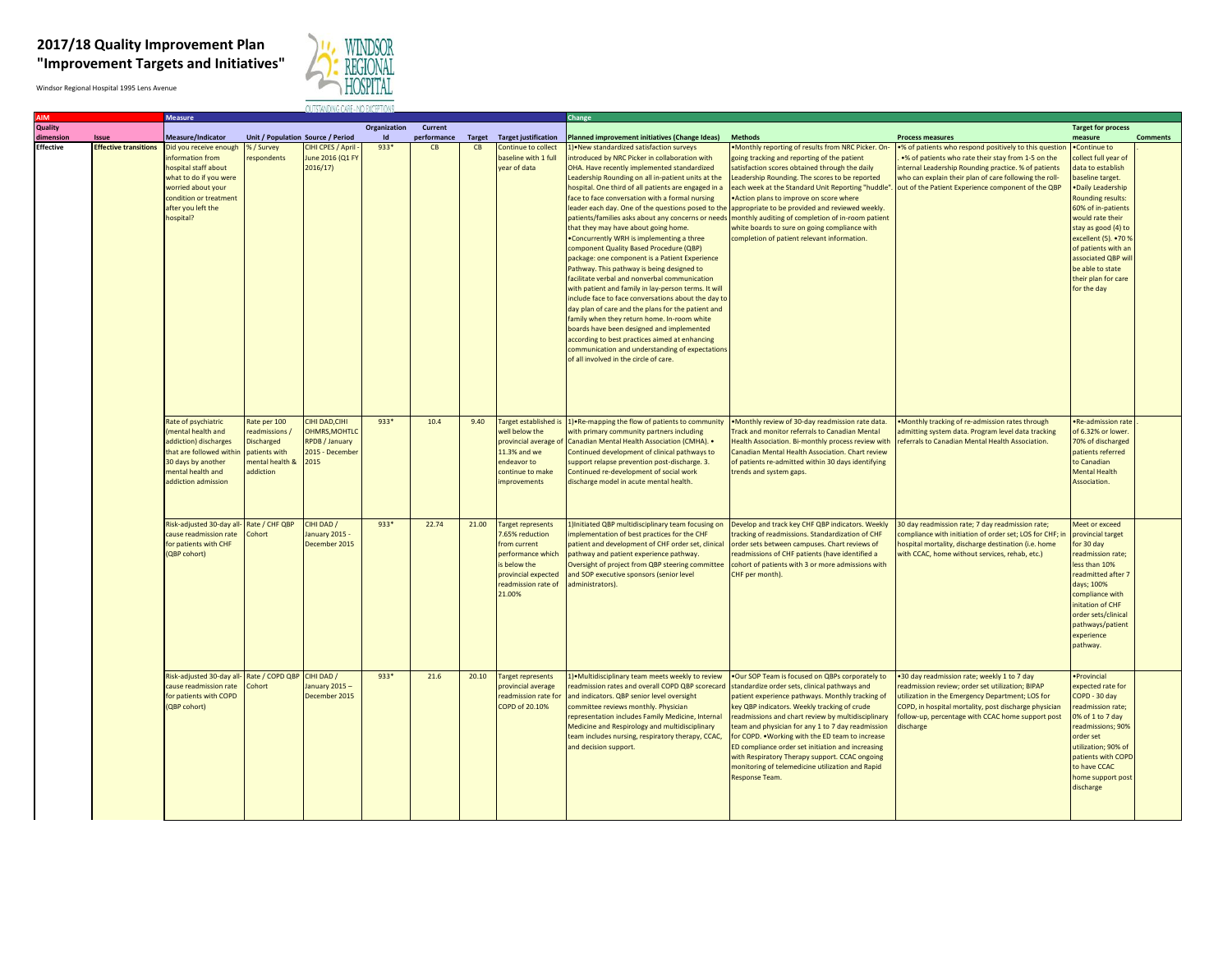# 2017/18 Quality Improvement Plan
# "Improvement Targets and Initiatives"

Windsor Regional Hospital 1995 Lens Avenue

| AIM | | Measure | | | | | | | Change | | | | |
|---|---|---|---|---|---|---|---|---|---|---|---|---|---|
| Quality dimension | Issue | Measure/Indicator | Unit / Population | Source / Period | Organization Id | Current performance | Target | Target justification | Planned improvement initiatives (Change Ideas) | Methods | Process measures | Target for process measure | Comments |
| Effective | Effective transitions | Did you receive enough information from hospital staff about what to do if you were worried about your condition or treatment after you left the hospital? | % / Survey respondents | CIHI CPES / April - June 2016 (Q1 FY 2016/17) | 933* | CB | CB | Continue to collect baseline with 1 full year of data | 1)•New standardized satisfaction surveys introduced by NRC Picker in collaboration with OHA. Have recently implemented standardized Leadership Rounding on all in-patient units at the hospital. One third of all patients are engaged in a face to face conversation with a formal nursing leader each day. One of the questions posed to the patients/families asks about any concerns or needs that they may have about going home. •Concurrently WRH is implementing a three component Quality Based Procedure (QBP) package: one component is a Patient Experience Pathway. This pathway is being designed to facilitate verbal and nonverbal communication with patient and family in lay-person terms. It will include face to face conversations about the day to day plan of care and the plans for the patient and family when they return home. In-room white boards have been designed and implemented according to best practices aimed at enhancing communication and understanding of expectations of all involved in the circle of care. | •Monthly reporting of results from NRC Picker. On-going tracking and reporting of the patient satisfaction scores obtained through the daily Leadership Rounding. The scores to be reported each week at the Standard Unit Reporting "huddle". •Action plans to improve on score where appropriate to be provided and reviewed weekly. monthly auditing of completion of in-room patient white boards to sure on going compliance with completion of patient relevant information. | •% of patients who respond positively to this question . •% of patients who rate their stay from 1-5 on the internal Leadership Rounding practice. % of patients who can explain their plan of care following the roll-out of the Patient Experience component of the QBP | •Continue to collect full year of data to establish baseline target. •Daily Leadership Rounding results: 60% of in-patients would rate their stay as good (4) to excellent (5). •70 % of patients with an associated QBP will be able to state their plan for care for the day | |
| | | Rate of psychiatric (mental health and addiction) discharges that are followed within 30 days by another mental health and addiction admission | Rate per 100 readmissions / Discharged patients with mental health & addiction | CIHI DAD,CIHI OHMRS,MOHTLC RPDB / January 2015 - December 2015 | 933* | 10.4 | 9.40 | Target established is well below the provincial average of 11.3% and we endeavor to continue to make improvements | 1)•Re-mapping the flow of patients to community with primary community partners including Canadian Mental Health Association (CMHA). • Continued development of clinical pathways to support relapse prevention post-discharge. 3. Continued re-development of social work discharge model in acute mental health. | •Monthly review of 30-day readmission rate data. Track and monitor referrals to Canadian Mental Health Association. Bi-monthly process review with Canadian Mental Health Association. Chart review of patients re-admitted within 30 days identifying trends and system gaps. | •Monthly tracking of re-admission rates through admitting system data. Program level data tracking referrals to Canadian Mental Health Association. | •Re-admission rate of 6.32% or lower. 70% of discharged patients referred to Canadian Mental Health Association. | . |
| | | Risk-adjusted 30-day all-cause readmission rate for patients with CHF (QBP cohort) | Rate / CHF QBP Cohort | CIHI DAD / January 2015 - December 2015 | 933* | 22.74 | 21.00 | Target represents 7.65% reduction from current performance which is below the provincial expected readmission rate of 21.00% | 1)Initiated QBP multidisciplinary team focusing on implementation of best practices for the CHF patient and development of CHF order set, clinical pathway and patient experience pathway. Oversight of project from QBP steering committee and SOP executive sponsors (senior level administrators). | Develop and track key CHF QBP indicators. Weekly tracking of readmissions. Standardization of CHF order sets between campuses. Chart reviews of readmissions of CHF patients (have identified a cohort of patients with 3 or more admissions with CHF per month). | 30 day readmission rate; 7 day readmission rate; compliance with initiation of order set; LOS for CHF; in hospital mortality, discharge destination (i.e. home with CCAC, home without services, rehab, etc.) | Meet or exceed provincial target for 30 day readmission rate; less than 10% readmitted after 7 days; 100% compliance with initation of CHF order sets/clinical pathways/patient experience pathway. | |
| | | Risk-adjusted 30-day all-cause readmission rate for patients with COPD (QBP cohort) | Rate / COPD QBP Cohort | CIHI DAD / January 2015 – December 2015 | 933* | 21.6 | 20.10 | Target represents provincial average readmission rate for COPD of 20.10% | 1)•Multidisciplinary team meets weekly to review readmission rates and overall COPD QBP scorecard and indicators. QBP senior level oversight committee reviews monthly. Physician representation includes Family Medicine, Internal Medicine and Respirology and multidisciplinary team includes nursing, respiratory therapy, CCAC, and decision support. | •Our SOP Team is focused on QBPs corporately to standardize order sets, clinical pathways and patient experience pathways. Monthly tracking of key QBP indicators. Weekly tracking of crude readmissions and chart review by multidisciplinary team and physician for any 1 to 7 day readmission for COPD. •Working with the ED team to increase ED compliance order set initiation and increasing with Respiratory Therapy support. CCAC ongoing monitoring of telemedicine utilization and Rapid Response Team. | •30 day readmission rate; weekly 1 to 7 day readmission review; order set utilization; BIPAP utilization in the Emergency Department; LOS for COPD, in hospital mortality, post discharge physician follow-up, percentage with CCAC home support post discharge | •Provincial expected rate for COPD - 30 day readmission rate; 0% of 1 to 7 day readmissions; 90% order set utilization; 90% of patients with COPD to have CCAC home support post discharge | |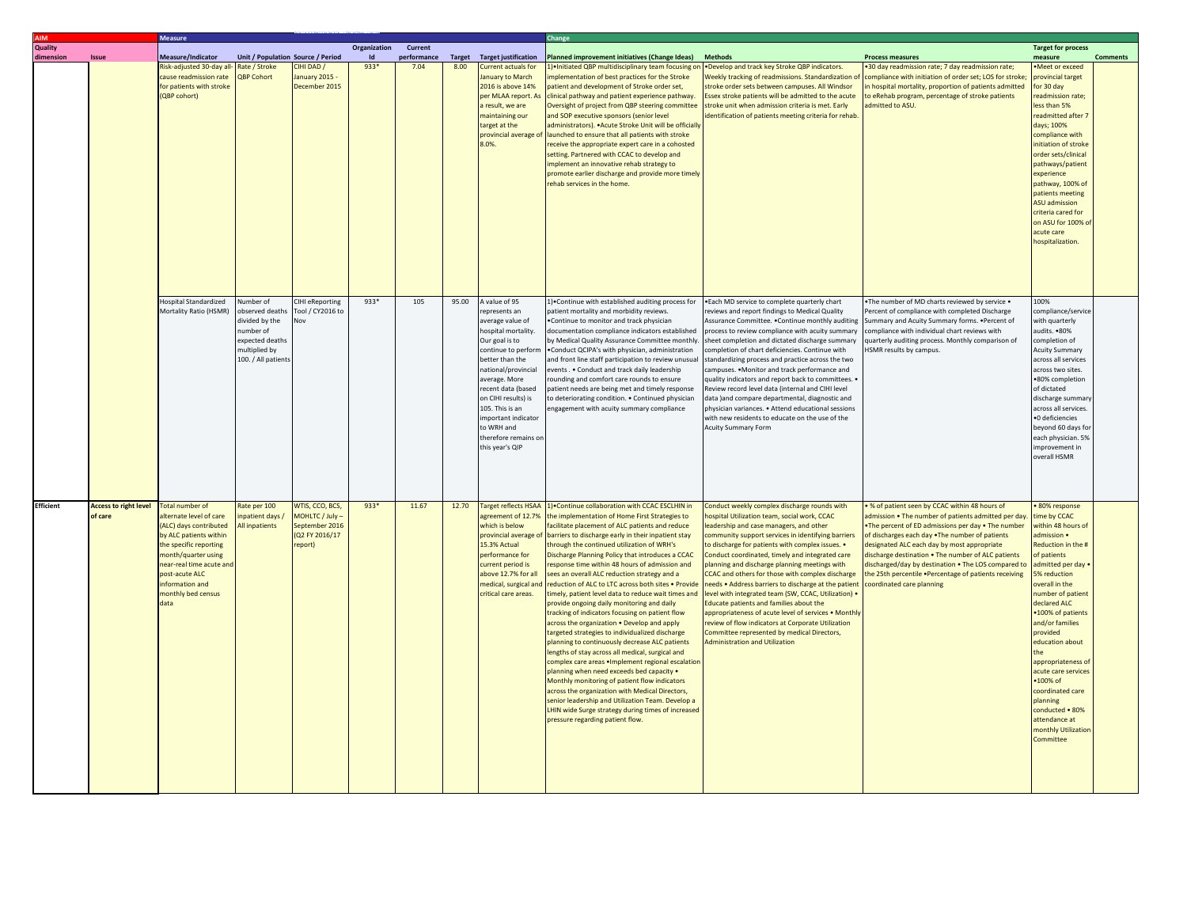| AIM | | Measure | | | | | | | Change | | | | |
|---|---|---|---|---|---|---|---|---|---|---|---|---|---|
| Quality dimension | Issue | Measure/Indicator | Unit / Population | Source / Period | Organization Id | Current performance | Target | Target justification | Planned improvement initiatives (Change Ideas) | Methods | Process measures | Target for process measure | Comments |
| | | Risk-adjusted 30-day all-cause readmission rate for patients with stroke (QBP cohort) | Rate / Stroke QBP Cohort | CIHI DAD / January 2015 - December 2015 | 933* | 7.04 | 8.00 | Current actuals for January to March 2016 is above 14% per MLAA report. As a result, we are maintaining our target at the provincial average of 8.0%. | 1)•Initiated QBP multidisciplinary team focusing on implementation of best practices for the Stroke patient and development of Stroke order set, clinical pathway and patient experience pathway. Oversight of project from QBP steering committee and SOP executive sponsors (senior level administrators). •Acute Stroke Unit will be officially launched to ensure that all patients with stroke receive the appropriate expert care in a cohosted setting. Partnered with CCAC to develop and implement an innovative rehab strategy to promote earlier discharge and provide more timely rehab services in the home. | •Develop and track key Stroke QBP indicators. Weekly tracking of readmissions. Standardization of stroke order sets between campuses. All Windsor Essex stroke patients will be admitted to the acute stroke unit when admission criteria is met. Early identification of patients meeting criteria for rehab. | •30 day readmission rate; 7 day readmission rate; compliance with initiation of order set; LOS for stroke; in hospital mortality, proportion of patients admitted to eRehab program, percentage of stroke patients admitted to ASU. | •Meet or exceed provincial target for 30 day readmission rate; less than 5% readmitted after 7 days; 100% compliance with initiation of stroke order sets/clinical pathways/patient experience pathway, 100% of patients meeting ASU admission criteria cared for on ASU for 100% of acute care hospitalization. | |
| | | Hospital Standardized Mortality Ratio (HSMR) | Number of observed deaths divided by the number of expected deaths multiplied by 100. / All patients | CIHI eReporting Tool / CY2016 to Nov | 933* | 105 | 95.00 | A value of 95 represents an average value of hospital mortality. Our goal is to continue to perform better than the national/provincial average. More recent data (based on CIHI results) is 105. This is an important indicator to WRH and therefore remains on this year's QIP | 1)•Continue with established auditing process for patient mortality and morbidity reviews. •Continue to monitor and track physician documentation compliance indicators established by Medical Quality Assurance Committee monthly. •Conduct QCIPA's with physician, administration and front line staff participation to review unusual events . • Conduct and track daily leadership rounding and comfort care rounds to ensure patient needs are being met and timely response to deteriorating condition. • Continued physician engagement with acuity summary compliance | •Each MD service to complete quarterly chart reviews and report findings to Medical Quality Assurance Committee. •Continue monthly auditing process to review compliance with acuity summary sheet completion and dictated discharge summary completion of chart deficiencies. Continue with standardizing process and practice across the two campuses. •Monitor and track performance and quality indicators and report back to committees. • Review record level data (internal and CIHI level data )and compare departmental, diagnostic and physician variances. • Attend educational sessions with new residents to educate on the use of the Acuity Summary Form | •The number of MD charts reviewed by service • Percent of compliance with completed Discharge Summary and Acuity Summary forms. •Percent of compliance with individual chart reviews with quarterly auditing process. Monthly comparison of HSMR results by campus. | 100% compliance/service with quarterly audits. •80% completion of Acuity Summary across all services across two sites. •80% completion of dictated discharge summary across all services. •0 deficiencies beyond 60 days for each physician. 5% improvement in overall HSMR | |
| Efficient | Access to right level of care | Total number of alternate level of care (ALC) days contributed by ALC patients within the specific reporting month/quarter using near-real time acute and post-acute ALC information and monthly bed census data | Rate per 100 inpatient days / All inpatients | WTIS, CCO, BCS, MOHLTC / July – September 2016 (Q2 FY 2016/17 report) | 933* | 11.67 | 12.70 | Target reflects HSAA agreement of 12.7% which is below provincial average of 15.3% Actual performance for current period is above 12.7% for all medical, surgical and critical care areas. | 1)•Continue collaboration with CCAC ESCLHIN in the implementation of Home First Strategies to facilitate placement of ALC patients and reduce barriers to discharge early in their inpatient stay through the continued utilization of WRH's Discharge Planning Policy that introduces a CCAC response time within 48 hours of admission and sees an overall ALC reduction strategy and a reduction of ALC to LTC across both sites • Provide timely, patient level data to reduce wait times and provide ongoing daily monitoring and daily tracking of indicators focusing on patient flow across the organization • Develop and apply targeted strategies to individualized discharge planning to continuously decrease ALC patients lengths of stay across all medical, surgical and complex care areas •Implement regional escalation planning when need exceeds bed capacity • Monthly monitoring of patient flow indicators across the organization with Medical Directors, senior leadership and Utilization Team. Develop a LHIN wide Surge strategy during times of increased pressure regarding patient flow. | Conduct weekly complex discharge rounds with hospital Utilization team, social work, CCAC leadership and case managers, and other community support services in identifying barriers to discharge for patients with complex issues. • Conduct coordinated, timely and integrated care planning and discharge planning meetings with CCAC and others for those with complex discharge needs • Address barriers to discharge at the patient level with integrated team (SW, CCAC, Utilization) • Educate patients and families about the appropriateness of acute level of services • Monthly review of flow indicators at Corporate Utilization Committee represented by medical Directors, Administration and Utilization | • % of patient seen by CCAC within 48 hours of admission • The number of patients admitted per day. •The percent of ED admissions per day • The number of discharges each day •The number of patients designated ALC each day by most appropriate discharge destination • The number of ALC patients discharged/day by destination • The LOS compared to the 25th percentile •Percentage of patients receiving coordinated care planning | • 80% response time by CCAC within 48 hours of admission • Reduction in the # of patients admitted per day • 5% reduction overall in the number of patient declared ALC •100% of patients and/or families provided education about the appropriateness of acute care services •100% of coordinated care planning conducted • 80% attendance at monthly Utilization Committee | |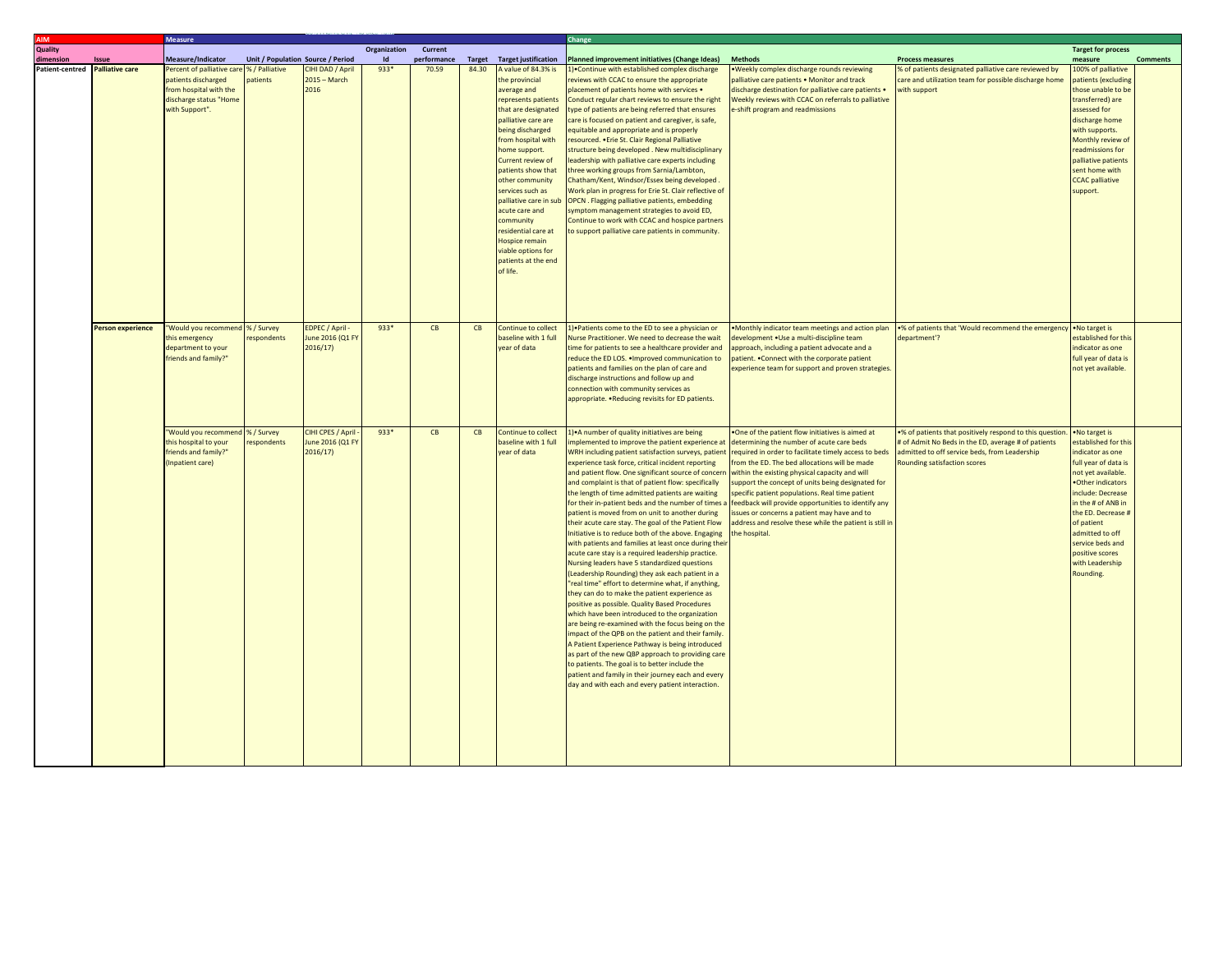| AIM | | Measure | | | | | | | Change | | | | |
|---|---|---|---|---|---|---|---|---|---|---|---|---|---|
| Quality dimension | Issue | Measure/Indicator | Unit / Population | Source / Period | Organization Id | Current performance | Target | Target justification | Planned improvement initiatives (Change Ideas) | Methods | Process measures | Target for process measure | Comments |
| Patient-centred | Palliative care | Percent of palliative care patients discharged from hospital with the discharge status "Home with Support". | % / Palliative patients | CIHI DAD / April 2015 – March 2016 | 933* | 70.59 | 84.30 | A value of 84.3% is the provincial average and represents patients that are designated palliative care are being discharged from hospital with home support. Current review of patients show that other community services such as palliative care in sub acute care and community residential care at Hospice remain viable options for patients at the end of life. | 1)•Continue with established complex discharge reviews with CCAC to ensure the appropriate placement of patients home with services • Conduct regular chart reviews to ensure the right type of patients are being referred that ensures care is focused on patient and caregiver, is safe, equitable and appropriate and is properly resourced. •Erie St. Clair Regional Palliative structure being developed . New multidisciplinary leadership with palliative care experts including three working groups from Sarnia/Lambton, Chatham/Kent, Windsor/Essex being developed . Work plan in progress for Erie St. Clair reflective of OPCN . Flagging palliative patients, embedding symptom management strategies to avoid ED, Continue to work with CCAC and hospice partners to support palliative care patients in community. | •Weekly complex discharge rounds reviewing palliative care patients • Monitor and track discharge destination for palliative care patients • Weekly reviews with CCAC on referrals to palliative e-shift program and readmissions | % of patients designated palliative care reviewed by care and utilization team for possible discharge home with support | 100% of palliative patients (excluding those unable to be transferred) are assessed for discharge home with supports. Monthly review of readmissions for palliative patients sent home with CCAC palliative support. | |
| | Person experience | "Would you recommend this emergency department to your friends and family?" | % / Survey respondents | EDPEC / April - June 2016 (Q1 FY 2016/17) | 933* | CB | CB | Continue to collect baseline with 1 full year of data | 1)•Patients come to the ED to see a physician or Nurse Practitioner. We need to decrease the wait time for patients to see a healthcare provider and reduce the ED LOS. •Improved communication to patients and families on the plan of care and discharge instructions and follow up and connection with community services as appropriate. •Reducing revisits for ED patients. | •Monthly indicator team meetings and action plan development •Use a multi-discipline team approach, including a patient advocate and a patient. •Connect with the corporate patient experience team for support and proven strategies. | •% of patients that 'Would recommend the emergency department'? | •No target is established for this indicator as one full year of data is not yet available. | |
| | | "Would you recommend this hospital to your friends and family?" (Inpatient care) | % / Survey respondents | CIHI CPES / April - June 2016 (Q1 FY 2016/17) | 933* | CB | CB | Continue to collect baseline with 1 full year of data | 1)•A number of quality initiatives are being implemented to improve the patient experience at WRH including patient satisfaction surveys, patient experience task force, critical incident reporting and patient flow. One significant source of concern and complaint is that of patient flow: specifically the length of time admitted patients are waiting for their in-patient beds and the number of times a patient is moved from on unit to another during their acute care stay. The goal of the Patient Flow Initiative is to reduce both of the above. Engaging with patients and families at least once during their acute care stay is a required leadership practice. Nursing leaders have 5 standardized questions (Leadership Rounding) they ask each patient in a "real time" effort to determine what, if anything, they can do to make the patient experience as positive as possible. Quality Based Procedures which have been introduced to the organization are being re-examined with the focus being on the impact of the QPB on the patient and their family. A Patient Experience Pathway is being introduced as part of the new QBP approach to providing care to patients. The goal is to better include the patient and family in their journey each and every day and with each and every patient interaction. | •One of the patient flow initiatives is aimed at determining the number of acute care beds required in order to facilitate timely access to beds from the ED. The bed allocations will be made within the existing physical capacity and will support the concept of units being designated for specific patient populations. Real time patient feedback will provide opportunities to identify any issues or concerns a patient may have and to address and resolve these while the patient is still in the hospital. | •% of patients that positively respond to this question. # of Admit No Beds in the ED, average # of patients admitted to off service beds, from Leadership Rounding satisfaction scores | •No target is established for this indicator as one full year of data is not yet available. •Other indicators include: Decrease in the # of ANB in the ED. Decrease # of patient admitted to off service beds and positive scores with Leadership Rounding. | |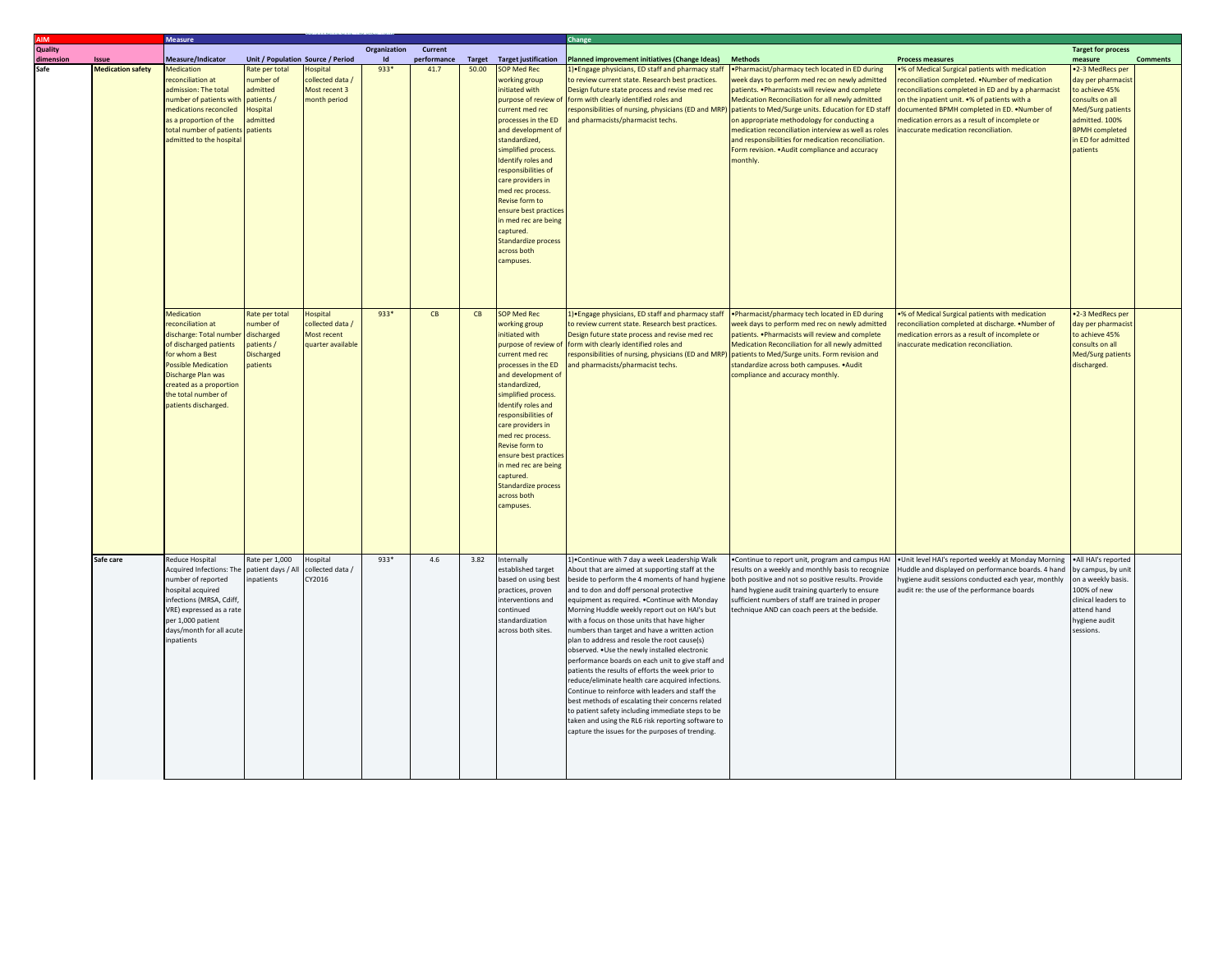| AIM | | Measure | | | | | | | Change | | | | |
|---|---|---|---|---|---|---|---|---|---|---|---|---|---|
| Quality dimension | Issue | Measure/Indicator | Unit / Population | Source / Period | Organization Id | Current performance | Target | Target justification | Planned improvement initiatives (Change Ideas) | Methods | Process measures | Target for process measure | Comments |
| Safe | Medication safety | Medication reconciliation at admission: The total number of patients with medications reconciled as a proportion of the total number of patients admitted to the hospital | Rate per total number of admitted patients / Hospital admitted patients | Hospital collected data / Most recent 3 month period | 933* | 41.7 | 50.00 | SOP Med Rec working group initiated with purpose of review of current med rec processes in the ED and development of standardized, simplified process. Identify roles and responsibilities of care providers in med rec process. Revise form to ensure best practices in med rec are being captured. Standardize process across both campuses. | 1)•Engage physicians, ED staff and pharmacy staff to review current state. Research best practices. Design future state process and revise med rec form with clearly identified roles and responsibilities of nursing, physicians (ED and MRP) and pharmacists/pharmacist techs. | •Pharmacist/pharmacy tech located in ED during week days to perform med rec on newly admitted patients. •Pharmacists will review and complete Medication Reconciliation for all newly admitted patients to Med/Surge units. Education for ED staff on appropriate methodology for conducting a medication reconciliation interview as well as roles and responsibilities for medication reconciliation. Form revision. •Audit compliance and accuracy monthly. | •% of Medical Surgical patients with medication reconciliation completed. •Number of medication reconciliations completed in ED and by a pharmacist on the inpatient unit. •% of patients with a documented BPMH completed in ED. •Number of medication errors as a result of incomplete or inaccurate medication reconciliation. | •2-3 MedRecs per day per pharmacist to achieve 45% consults on all Med/Surg patients admitted. 100% BPMH completed in ED for admitted patients | |
| | | Medication reconciliation at discharge: Total number of discharged patients for whom a Best Possible Medication Discharge Plan was created as a proportion the total number of patients discharged. | Rate per total number of discharged patients / Discharged patients | Hospital collected data / Most recent quarter available | 933* | CB | CB | SOP Med Rec working group initiated with purpose of review of current med rec processes in the ED and development of standardized, simplified process. Identify roles and responsibilities of care providers in med rec process. Revise form to ensure best practices in med rec are being captured. Standardize process across both campuses. | 1)•Engage physicians, ED staff and pharmacy staff to review current state. Research best practices. Design future state process and revise med rec form with clearly identified roles and responsibilities of nursing, physicians (ED and MRP) and pharmacists/pharmacist techs. | •Pharmacist/pharmacy tech located in ED during week days to perform med rec on newly admitted patients. •Pharmacists will review and complete Medication Reconciliation for all newly admitted patients to Med/Surge units. Form revision and standardize across both campuses. •Audit compliance and accuracy monthly. | •% of Medical Surgical patients with medication reconciliation completed at discharge. •Number of medication errors as a result of incomplete or inaccurate medication reconciliation. | •2-3 MedRecs per day per pharmacist to achieve 45% consults on all Med/Surg patients discharged. | |
| | Safe care | Reduce Hospital Acquired Infections: The number of reported hospital acquired infections (MRSA, Cdiff, VRE) expressed as a rate per 1,000 patient days/month for all acute inpatients | Rate per 1,000 patient days / All inpatients | Hospital collected data / CY2016 | 933* | 4.6 | 3.82 | Internally established target based on using best practices, proven interventions and continued standardization across both sites. | 1)•Continue with 7 day a week Leadership Walk About that are aimed at supporting staff at the beside to perform the 4 moments of hand hygiene and to don and doff personal protective equipment as required. •Continue with Monday Morning Huddle weekly report out on HAI's but with a focus on those units that have higher numbers than target and have a written action plan to address and resole the root cause(s) observed. •Use the newly installed electronic performance boards on each unit to give staff and patients the results of efforts the week prior to reduce/eliminate health care acquired infections. Continue to reinforce with leaders and staff the best methods of escalating their concerns related to patient safety including immediate steps to be taken and using the RL6 risk reporting software to capture the issues for the purposes of trending. | •Continue to report unit, program and campus HAI results on a weekly and monthly basis to recognize both positive and not so positive results. Provide hand hygiene audit training quarterly to ensure sufficient numbers of staff are trained in proper technique AND can coach peers at the bedside. | •Unit level HAI's reported weekly at Monday Morning Huddle and displayed on performance boards. 4 hand hygiene audit sessions conducted each year, monthly audit re: the use of the performance boards | •All HAI's reported by campus, by unit on a weekly basis. 100% of new clinical leaders to attend hand hygiene audit sessions. | |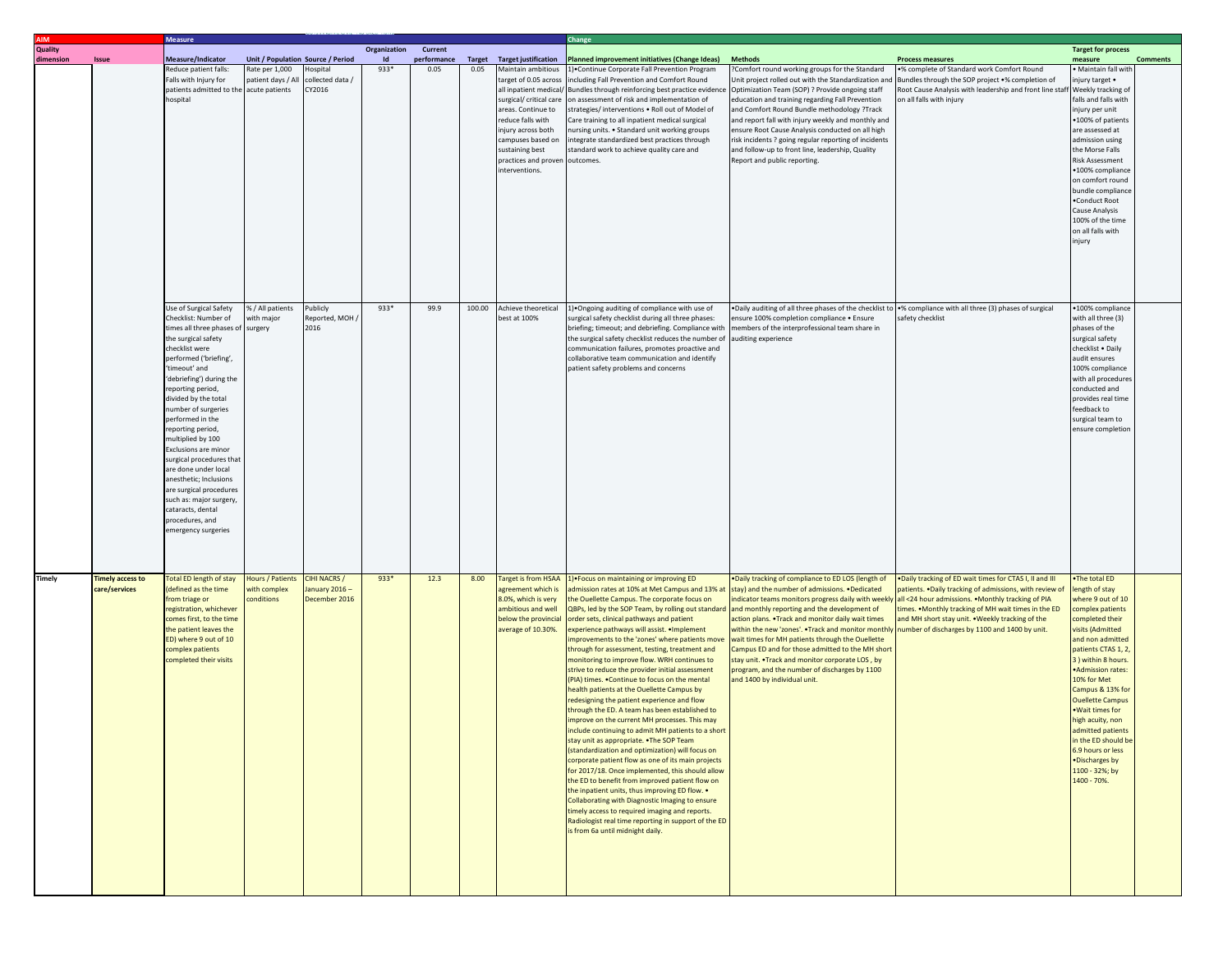| AIM | | Measure | | | | | | | Change | | | | |
|---|---|---|---|---|---|---|---|---|---|---|---|---|---|
| Quality dimension | Issue | Measure/Indicator | Unit / Population | Source / Period | Organization Id | Current performance | Target | Target justification | Planned improvement initiatives (Change Ideas) | Methods | Process measures | Target for process measure | Comments |
| | | Reduce patient falls: Falls with Injury for patients admitted to the hospital | Rate per 1,000 patient days / All acute patients | Hospital collected data / CY2016 | 933* | 0.05 | 0.05 | Maintain ambitious target of 0.05 across all inpatient medical/ surgical/ critical care areas. Continue to reduce falls with injury across both campuses based on sustaining best practices and proven interventions. | 1)•Continue Corporate Fall Prevention Program including Fall Prevention and Comfort Round Bundles through reinforcing best practice evidence on assessment of risk and implementation of strategies/ interventions • Roll out of Model of Care training to all inpatient medical surgical nursing units. • Standard unit working groups integrate standardized best practices through standard work to achieve quality care and outcomes. | ?Comfort round working groups for the Standard Unit project rolled out with the Standardization and Optimization Team (SOP) ? Provide ongoing staff education and training regarding Fall Prevention and Comfort Round Bundle methodology ?Track and report fall with injury weekly and monthly and ensure Root Cause Analysis conducted on all high risk incidents ? going regular reporting of incidents and follow-up to front line, leadership, Quality Report and public reporting. | •% complete of Standard work Comfort Round Bundles through the SOP project •% completion of Root Cause Analysis with leadership and front line staff on all falls with injury | • Maintain fall with injury target • Weekly tracking of falls and falls with injury per unit •100% of patients are assessed at admission using the Morse Falls Risk Assessment •100% compliance on comfort round bundle compliance •Conduct Root Cause Analysis 100% of the time on all falls with injury | |
| | | Use of Surgical Safety Checklist: Number of times all three phases of the surgical safety checklist were performed ('briefing', 'timeout' and 'debriefing') during the reporting period, divided by the total number of surgeries performed in the reporting period, multiplied by 100 Exclusions are minor surgical procedures that are done under local anesthetic; Inclusions are surgical procedures such as: major surgery, cataracts, dental procedures, and emergency surgeries | % / All patients with major surgery | Publicly Reported, MOH / 2016 | 933* | 99.9 | 100.00 | Achieve theoretical best at 100% | 1)•Ongoing auditing of compliance with use of surgical safety checklist during all three phases: briefing; timeout; and debriefing. Compliance with the surgical safety checklist reduces the number of communication failures, promotes proactive and collaborative team communication and identify patient safety problems and concerns | •Daily auditing of all three phases of the checklist to ensure 100% completion compliance • Ensure members of the interprofessional team share in auditing experience | •% compliance with all three (3) phases of surgical safety checklist | •100% compliance with all three (3) phases of the surgical safety checklist • Daily audit ensures 100% compliance with all procedures conducted and provides real time feedback to surgical team to ensure completion | |
| Timely | Timely access to care/services | Total ED length of stay (defined as the time from triage or registration, whichever comes first, to the time the patient leaves the ED) where 9 out of 10 complex patients completed their visits | Hours / Patients with complex conditions | CIHI NACRS / January 2016 – December 2016 | 933* | 12.3 | 8.00 | Target is from HSAA agreement which is 8.0%, which is very ambitious and well below the provincial average of 10.30%. | 1)•Focus on maintaining or improving ED admission rates at 10% at Met Campus and 13% at the Ouellette Campus. The corporate focus on QBPs, led by the SOP Team, by rolling out standard order sets, clinical pathways and patient experience pathways will assist. •Implement improvements to the 'zones' where patients move through for assessment, testing, treatment and monitoring to improve flow. WRH continues to strive to reduce the provider initial assessment (PIA) times. •Continue to focus on the mental health patients at the Ouellette Campus by redesigning the patient experience and flow through the ED. A team has been established to improve on the current MH processes. This may include continuing to admit MH patients to a short stay unit as appropriate. •The SOP Team (standardization and optimization) will focus on corporate patient flow as one of its main projects for 2017/18. Once implemented, this should allow the ED to benefit from improved patient flow on the inpatient units, thus improving ED flow. • Collaborating with Diagnostic Imaging to ensure timely access to required imaging and reports. Radiologist real time reporting in support of the ED is from 6a until midnight daily. | •Daily tracking of compliance to ED LOS (length of stay) and the number of admissions. •Dedicated indicator teams monitors progress daily with weekly and monthly reporting and the development of action plans. •Track and monitor daily wait times within the new 'zones'. •Track and monitor monthly wait times for MH patients through the Ouellette Campus ED and for those admitted to the MH short stay unit. •Track and monitor corporate LOS , by program, and the number of discharges by 1100 and 1400 by individual unit. | •Daily tracking of ED wait times for CTAS I, II and III patients. •Daily tracking of admissions, with review of all <24 hour admissions. •Monthly tracking of PIA times. •Monthly tracking of MH wait times in the ED and MH short stay unit. •Weekly tracking of the number of discharges by 1100 and 1400 by unit. | •The total ED length of stay where 9 out of 10 complex patients completed their visits (Admitted and non admitted patients CTAS 1, 2, 3 ) within 8 hours. •Admission rates: 10% for Met Campus & 13% for Ouellette Campus •Wait times for high acuity, non admitted patients in the ED should be 6.9 hours or less •Discharges by 1100 - 32%; by 1400 - 70%. | |